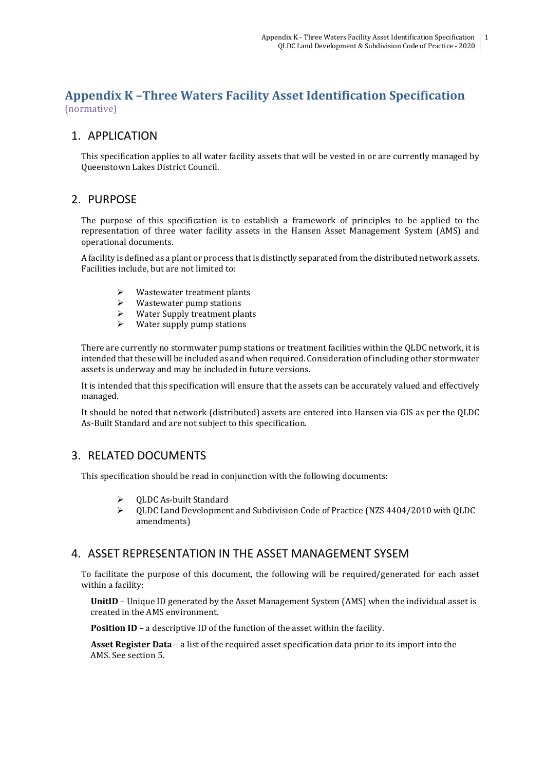# Appendix K –Three Waters Facility Asset Identification Specification

(normative)

## 1. APPLICATION

This specification applies to all water facility assets that will be vested in or are currently managed by Queenstown Lakes District Council.

## 2. PURPOSE

The purpose of this specification is to establish a framework of principles to be applied to the representation of three water facility assets in the Hansen Asset Management System (AMS) and operational documents.

A facility is defined as a plant or process that is distinctly separated from the distributed network assets. Facilities include, but are not limited to:

- Wastewater treatment plants
- Wastewater pump stations
- Water Supply treatment plants
- Water supply pump stations

There are currently no stormwater pump stations or treatment facilities within the QLDC network, it is intended that these will be included as and when required. Consideration of including other stormwater assets is underway and may be included in future versions.

It is intended that this specification will ensure that the assets can be accurately valued and effectively managed.

It should be noted that network (distributed) assets are entered into Hansen via GIS as per the QLDC As-Built Standard and are not subject to this specification.

## 3. RELATED DOCUMENTS

This specification should be read in conjunction with the following documents:

- QLDC As-built Standard
- QLDC Land Development and Subdivision Code of Practice (NZS 4404/2010 with QLDC amendments)

## 4. ASSET REPRESENTATION IN THE ASSET MANAGEMENT SYSEM

To facilitate the purpose of this document, the following will be required/generated for each asset within a facility:

**UnitID** – Unique ID generated by the Asset Management System (AMS) when the individual asset is created in the AMS environment.

**Position ID** – a descriptive ID of the function of the asset within the facility.

**Asset Register Data** – a list of the required asset specification data prior to its import into the AMS. See section 5.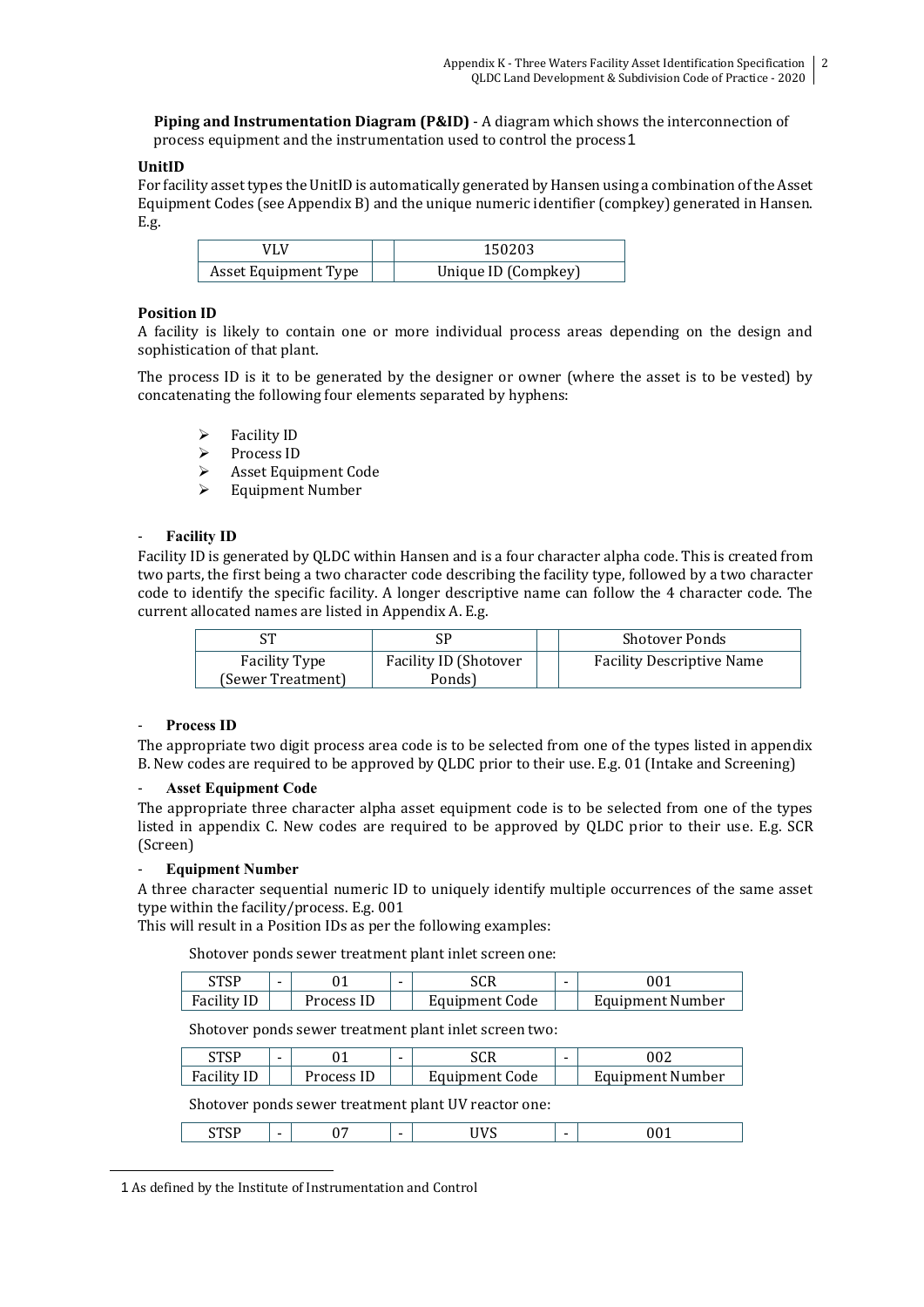**Piping and Instrumentation Diagram (P&ID)** - A diagram which shows the interconnection of process equipment and the instrumentation used to control the process[1]

**UnitID**

For facility asset types the UnitID is automatically generated by Hansen using a combination of the Asset Equipment Codes (see Appendix B) and the unique numeric identifier (compkey) generated in Hansen. E.g.

| VLV | | 150203 |
|---|---|---|
| Asset Equipment Type | | Unique ID (Compkey) |

**Position ID**

A facility is likely to contain one or more individual process areas depending on the design and sophistication of that plant.

The process ID is it to be generated by the designer or owner (where the asset is to be vested) by concatenating the following four elements separated by hyphens:

- Facility ID
- Process ID
- Asset Equipment Code
- Equipment Number

- **Facility ID**

Facility ID is generated by QLDC within Hansen and is a four character alpha code. This is created from two parts, the first being a two character code describing the facility type, followed by a two character code to identify the specific facility. A longer descriptive name can follow the 4 character code. The current allocated names are listed in Appendix A. E.g.

| ST | SP | | Shotover Ponds |
|---|---|---|---|
| Facility Type (Sewer Treatment) | Facility ID (Shotover Ponds) | | Facility Descriptive Name |

- **Process ID**

The appropriate two digit process area code is to be selected from one of the types listed in appendix B. New codes are required to be approved by QLDC prior to their use. E.g. 01 (Intake and Screening)

- **Asset Equipment Code**

The appropriate three character alpha asset equipment code is to be selected from one of the types listed in appendix C. New codes are required to be approved by QLDC prior to their use. E.g. SCR (Screen)

- **Equipment Number**

A three character sequential numeric ID to uniquely identify multiple occurrences of the same asset type within the facility/process. E.g. 001

This will result in a Position IDs as per the following examples:

Shotover ponds sewer treatment plant inlet screen one:

| STSP | - | 01 | - | SCR | - | 001 |
|---|---|---|---|---|---|---|
| Facility ID | | Process ID | | Equipment Code | | Equipment Number |

Shotover ponds sewer treatment plant inlet screen two:

| STSP | - | 01 | - | SCR | - | 002 |
|---|---|---|---|---|---|---|
| Facility ID | | Process ID | | Equipment Code | | Equipment Number |

Shotover ponds sewer treatment plant UV reactor one:

| STSP | - | 07 | - | UVS | - | 001 |
|---|---|---|---|---|---|---|

[1] As defined by the Institute of Instrumentation and Control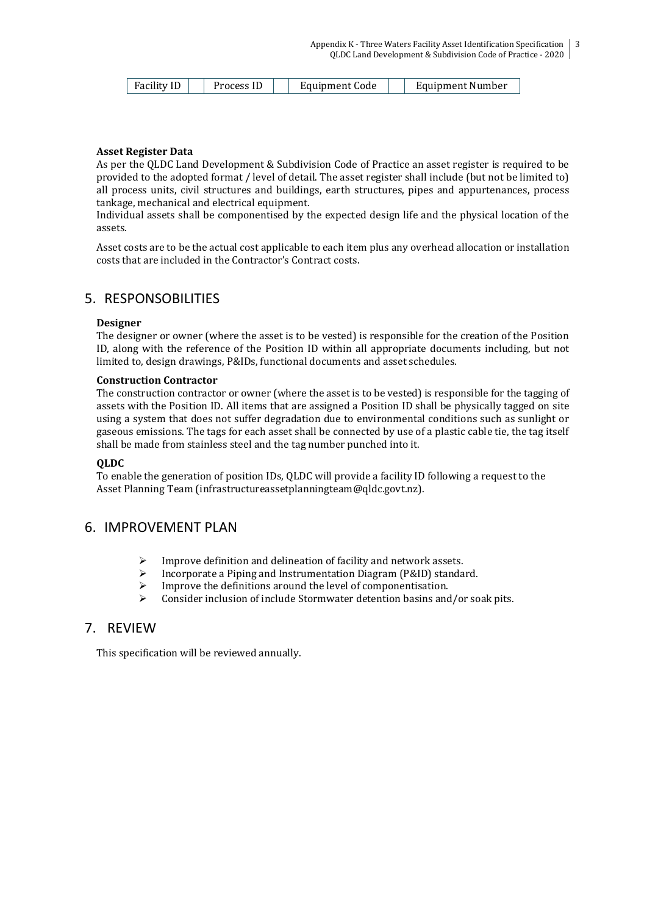| Facility ID | | Process ID | | Equipment Code | | Equipment Number |
|---|---|---|---|---|---|---|

**Asset Register Data**

As per the QLDC Land Development & Subdivision Code of Practice an asset register is required to be provided to the adopted format / level of detail. The asset register shall include (but not be limited to) all process units, civil structures and buildings, earth structures, pipes and appurtenances, process tankage, mechanical and electrical equipment.

Individual assets shall be componentised by the expected design life and the physical location of the assets.

Asset costs are to be the actual cost applicable to each item plus any overhead allocation or installation costs that are included in the Contractor's Contract costs.

## 5. RESPONSOBILITIES

**Designer**

The designer or owner (where the asset is to be vested) is responsible for the creation of the Position ID, along with the reference of the Position ID within all appropriate documents including, but not limited to, design drawings, P&IDs, functional documents and asset schedules.

**Construction Contractor**

The construction contractor or owner (where the asset is to be vested) is responsible for the tagging of assets with the Position ID. All items that are assigned a Position ID shall be physically tagged on site using a system that does not suffer degradation due to environmental conditions such as sunlight or gaseous emissions. The tags for each asset shall be connected by use of a plastic cable tie, the tag itself shall be made from stainless steel and the tag number punched into it.

**QLDC**

To enable the generation of position IDs, QLDC will provide a facility ID following a request to the Asset Planning Team (infrastructureassetplanningteam@qldc.govt.nz).

## 6. IMPROVEMENT PLAN

- Improve definition and delineation of facility and network assets.
- Incorporate a Piping and Instrumentation Diagram (P&ID) standard.
- Improve the definitions around the level of componentisation.
- Consider inclusion of include Stormwater detention basins and/or soak pits.

## 7. REVIEW

This specification will be reviewed annually.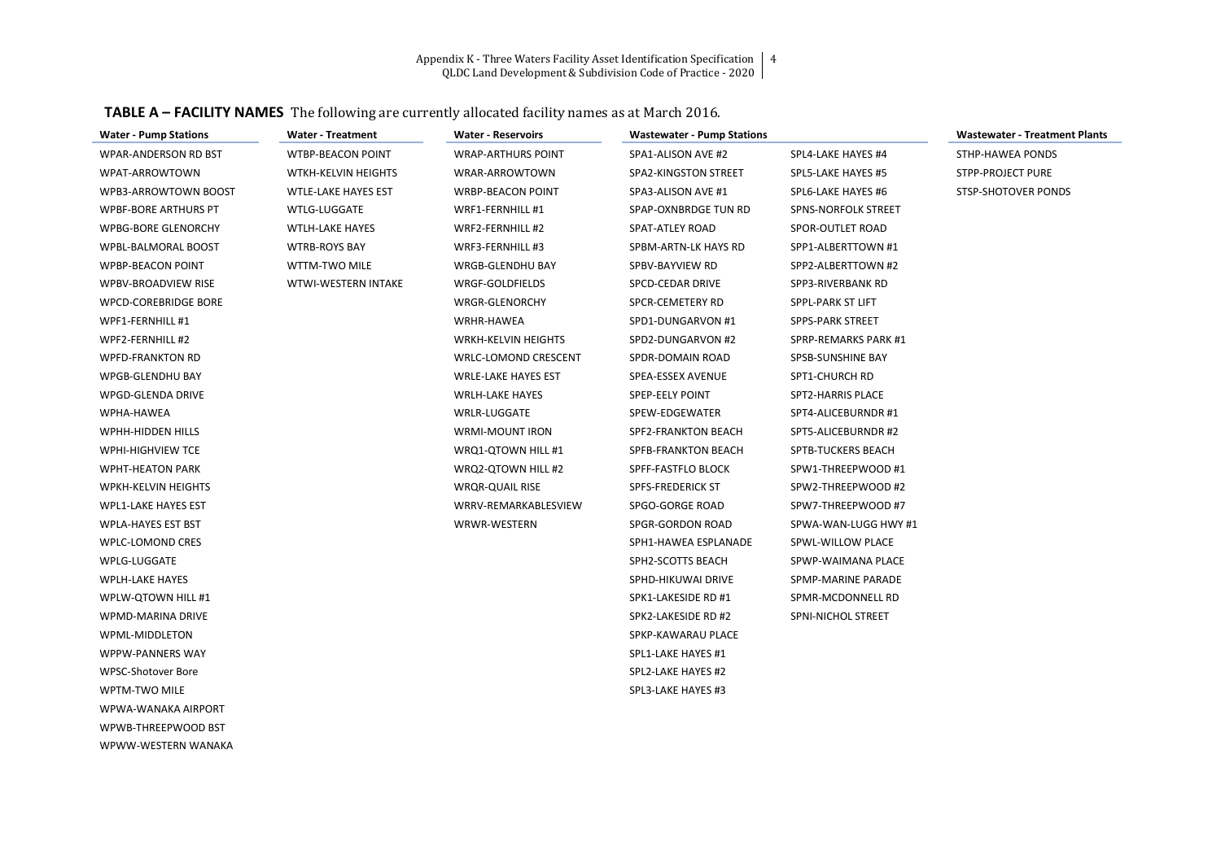**TABLE A – FACILITY NAMES** The following are currently allocated facility names as at March 2016.

| Water - Pump Stations | Water - Treatment | Water - Reservoirs | Wastewater - Pump Stations | | Wastewater - Treatment Plants |
|---|---|---|---|---|---|
| WPAR-ANDERSON RD BST | WTBP-BEACON POINT | WRAP-ARTHURS POINT | SPA1-ALISON AVE #2 | SPL4-LAKE HAYES #4 | STHP-HAWEA PONDS |
| WPAT-ARROWTOWN | WTKH-KELVIN HEIGHTS | WRAR-ARROWTOWN | SPA2-KINGSTON STREET | SPL5-LAKE HAYES #5 | STPP-PROJECT PURE |
| WPB3-ARROWTOWN BOOST | WTLE-LAKE HAYES EST | WRBP-BEACON POINT | SPA3-ALISON AVE #1 | SPL6-LAKE HAYES #6 | STSP-SHOTOVER PONDS |
| WPBF-BORE ARTHURS PT | WTLG-LUGGATE | WRF1-FERNHILL #1 | SPAP-OXNBRDGE TUN RD | SPNS-NORFOLK STREET | |
| WPBG-BORE GLENORCHY | WTLH-LAKE HAYES | WRF2-FERNHILL #2 | SPAT-ATLEY ROAD | SPOR-OUTLET ROAD | |
| WPBL-BALMORAL BOOST | WTRB-ROYS BAY | WRF3-FERNHILL #3 | SPBM-ARTN-LK HAYS RD | SPP1-ALBERTTOWN #1 | |
| WPBP-BEACON POINT | WTTM-TWO MILE | WRGB-GLENDHU BAY | SPBV-BAYVIEW RD | SPP2-ALBERTTOWN #2 | |
| WPBV-BROADVIEW RISE | WTWI-WESTERN INTAKE | WRGF-GOLDFIELDS | SPCD-CEDAR DRIVE | SPP3-RIVERBANK RD | |
| WPCD-COREBRIDGE BORE | | WRGR-GLENORCHY | SPCR-CEMETERY RD | SPPL-PARK ST LIFT | |
| WPF1-FERNHILL #1 | | WRHR-HAWEA | SPD1-DUNGARVON #1 | SPPS-PARK STREET | |
| WPF2-FERNHILL #2 | | WRKH-KELVIN HEIGHTS | SPD2-DUNGARVON #2 | SPRP-REMARKS PARK #1 | |
| WPFD-FRANKTON RD | | WRLC-LOMOND CRESCENT | SPDR-DOMAIN ROAD | SPSB-SUNSHINE BAY | |
| WPGB-GLENDHU BAY | | WRLE-LAKE HAYES EST | SPEA-ESSEX AVENUE | SPT1-CHURCH RD | |
| WPGD-GLENDA DRIVE | | WRLH-LAKE HAYES | SPEP-EELY POINT | SPT2-HARRIS PLACE | |
| WPHA-HAWEA | | WRLR-LUGGATE | SPEW-EDGEWATER | SPT4-ALICEBURNDR #1 | |
| WPHH-HIDDEN HILLS | | WRMI-MOUNT IRON | SPF2-FRANKTON BEACH | SPT5-ALICEBURNDR #2 | |
| WPHI-HIGHVIEW TCE | | WRQ1-QTOWN HILL #1 | SPFB-FRANKTON BEACH | SPTB-TUCKERS BEACH | |
| WPHT-HEATON PARK | | WRQ2-QTOWN HILL #2 | SPFF-FASTFLO BLOCK | SPW1-THREEPWOOD #1 | |
| WPKH-KELVIN HEIGHTS | | WRQR-QUAIL RISE | SPFS-FREDERICK ST | SPW2-THREEPWOOD #2 | |
| WPL1-LAKE HAYES EST | | WRRV-REMARKABLESVIEW | SPGO-GORGE ROAD | SPW7-THREEPWOOD #7 | |
| WPLA-HAYES EST BST | | WRWR-WESTERN | SPGR-GORDON ROAD | SPWA-WAN-LUGG HWY #1 | |
| WPLC-LOMOND CRES | | | SPH1-HAWEA ESPLANADE | SPWL-WILLOW PLACE | |
| WPLG-LUGGATE | | | SPH2-SCOTTS BEACH | SPWP-WAIMANA PLACE | |
| WPLH-LAKE HAYES | | | SPHD-HIKUWAI DRIVE | SPMP-MARINE PARADE | |
| WPLW-QTOWN HILL #1 | | | SPK1-LAKESIDE RD #1 | SPMR-MCDONNELL RD | |
| WPMD-MARINA DRIVE | | | SPK2-LAKESIDE RD #2 | SPNI-NICHOL STREET | |
| WPML-MIDDLETON | | | SPKP-KAWARAU PLACE | | |
| WPPW-PANNERS WAY | | | SPL1-LAKE HAYES #1 | | |
| WPSC-Shotover Bore | | | SPL2-LAKE HAYES #2 | | |
| WPTM-TWO MILE | | | SPL3-LAKE HAYES #3 | | |
| WPWA-WANAKA AIRPORT | | | | | |
| WPWB-THREEPWOOD BST | | | | | |
| WPWW-WESTERN WANAKA | | | | | |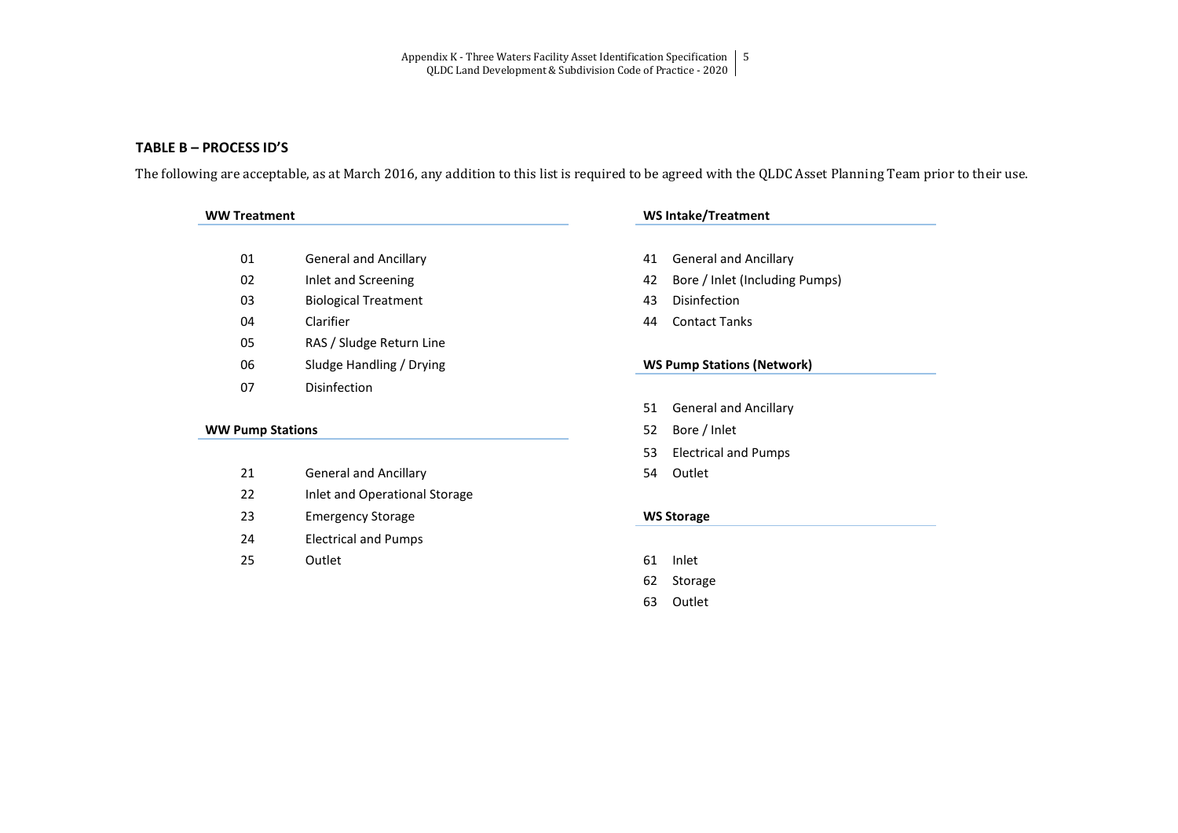## TABLE B – PROCESS ID'S

The following are acceptable, as at March 2016, any addition to this list is required to be agreed with the QLDC Asset Planning Team prior to their use.

### WW Treatment

| | |
|---|---|
| 01 | General and Ancillary |
| 02 | Inlet and Screening |
| 03 | Biological Treatment |
| 04 | Clarifier |
| 05 | RAS / Sludge Return Line |
| 06 | Sludge Handling / Drying |
| 07 | Disinfection |

### WW Pump Stations

| | |
|---|---|
| 21 | General and Ancillary |
| 22 | Inlet and Operational Storage |
| 23 | Emergency Storage |
| 24 | Electrical and Pumps |
| 25 | Outlet |

### WS Intake/Treatment

| | |
|---|---|
| 41 | General and Ancillary |
| 42 | Bore / Inlet (Including Pumps) |
| 43 | Disinfection |
| 44 | Contact Tanks |

### WS Pump Stations (Network)

| | |
|---|---|
| 51 | General and Ancillary |
| 52 | Bore / Inlet |
| 53 | Electrical and Pumps |
| 54 | Outlet |

### WS Storage

| | |
|---|---|
| 61 | Inlet |
| 62 | Storage |
| 63 | Outlet |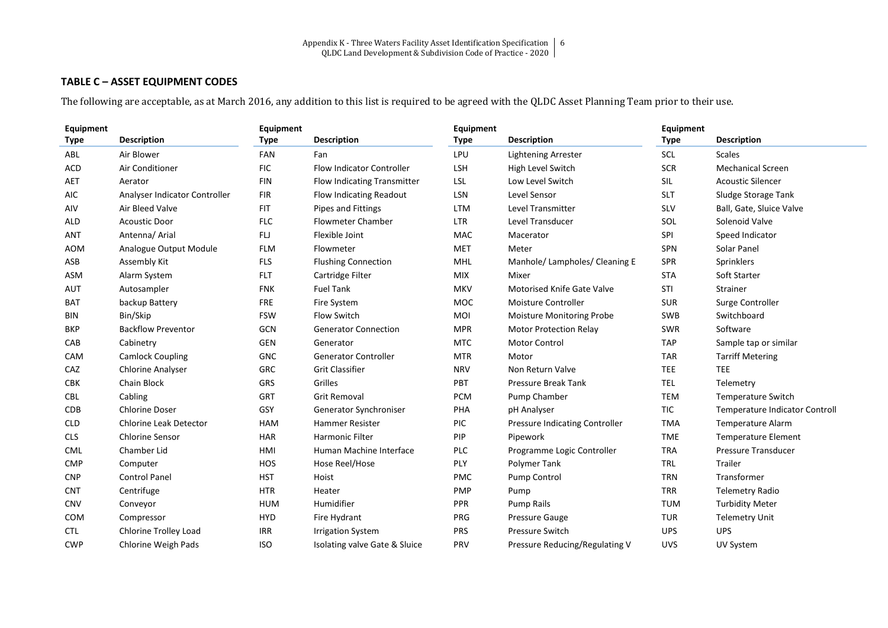## TABLE C – ASSET EQUIPMENT CODES

The following are acceptable, as at March 2016, any addition to this list is required to be agreed with the QLDC Asset Planning Team prior to their use.

| Equipment Type | Description | Equipment Type | Description | Equipment Type | Description | Equipment Type | Description |
|---|---|---|---|---|---|---|---|
| ABL | Air Blower | FAN | Fan | LPU | Lightening Arrester | SCL | Scales |
| ACD | Air Conditioner | FIC | Flow Indicator Controller | LSH | High Level Switch | SCR | Mechanical Screen |
| AET | Aerator | FIN | Flow Indicating Transmitter | LSL | Low Level Switch | SIL | Acoustic Silencer |
| AIC | Analyser Indicator Controller | FIR | Flow Indicating Readout | LSN | Level Sensor | SLT | Sludge Storage Tank |
| AIV | Air Bleed Valve | FIT | Pipes and Fittings | LTM | Level Transmitter | SLV | Ball, Gate, Sluice Valve |
| ALD | Acoustic Door | FLC | Flowmeter Chamber | LTR | Level Transducer | SOL | Solenoid Valve |
| ANT | Antenna/ Arial | FLJ | Flexible Joint | MAC | Macerator | SPI | Speed Indicator |
| AOM | Analogue Output Module | FLM | Flowmeter | MET | Meter | SPN | Solar Panel |
| ASB | Assembly Kit | FLS | Flushing Connection | MHL | Manhole/ Lampholes/ Cleaning E | SPR | Sprinklers |
| ASM | Alarm System | FLT | Cartridge Filter | MIX | Mixer | STA | Soft Starter |
| AUT | Autosampler | FNK | Fuel Tank | MKV | Motorised Knife Gate Valve | STI | Strainer |
| BAT | backup Battery | FRE | Fire System | MOC | Moisture Controller | SUR | Surge Controller |
| BIN | Bin/Skip | FSW | Flow Switch | MOI | Moisture Monitoring Probe | SWB | Switchboard |
| BKP | Backflow Preventor | GCN | Generator Connection | MPR | Motor Protection Relay | SWR | Software |
| CAB | Cabinetry | GEN | Generator | MTC | Motor Control | TAP | Sample tap or similar |
| CAM | Camlock Coupling | GNC | Generator Controller | MTR | Motor | TAR | Tarriff Metering |
| CAZ | Chlorine Analyser | GRC | Grit Classifier | NRV | Non Return Valve | TEE | TEE |
| CBK | Chain Block | GRS | Grilles | PBT | Pressure Break Tank | TEL | Telemetry |
| CBL | Cabling | GRT | Grit Removal | PCM | Pump Chamber | TEM | Temperature Switch |
| CDB | Chlorine Doser | GSY | Generator Synchroniser | PHA | pH Analyser | TIC | Temperature Indicator Controll |
| CLD | Chlorine Leak Detector | HAM | Hammer Resister | PIC | Pressure Indicating Controller | TMA | Temperature Alarm |
| CLS | Chlorine Sensor | HAR | Harmonic Filter | PIP | Pipework | TME | Temperature Element |
| CML | Chamber Lid | HMI | Human Machine Interface | PLC | Programme Logic Controller | TRA | Pressure Transducer |
| CMP | Computer | HOS | Hose Reel/Hose | PLY | Polymer Tank | TRL | Trailer |
| CNP | Control Panel | HST | Hoist | PMC | Pump Control | TRN | Transformer |
| CNT | Centrifuge | HTR | Heater | PMP | Pump | TRR | Telemetry Radio |
| CNV | Conveyor | HUM | Humidifier | PPR | Pump Rails | TUM | Turbidity Meter |
| COM | Compressor | HYD | Fire Hydrant | PRG | Pressure Gauge | TUR | Telemetry Unit |
| CTL | Chlorine Trolley Load | IRR | Irrigation System | PRS | Pressure Switch | UPS | UPS |
| CWP | Chlorine Weigh Pads | ISO | Isolating valve Gate & Sluice | PRV | Pressure Reducing/Regulating V | UVS | UV System |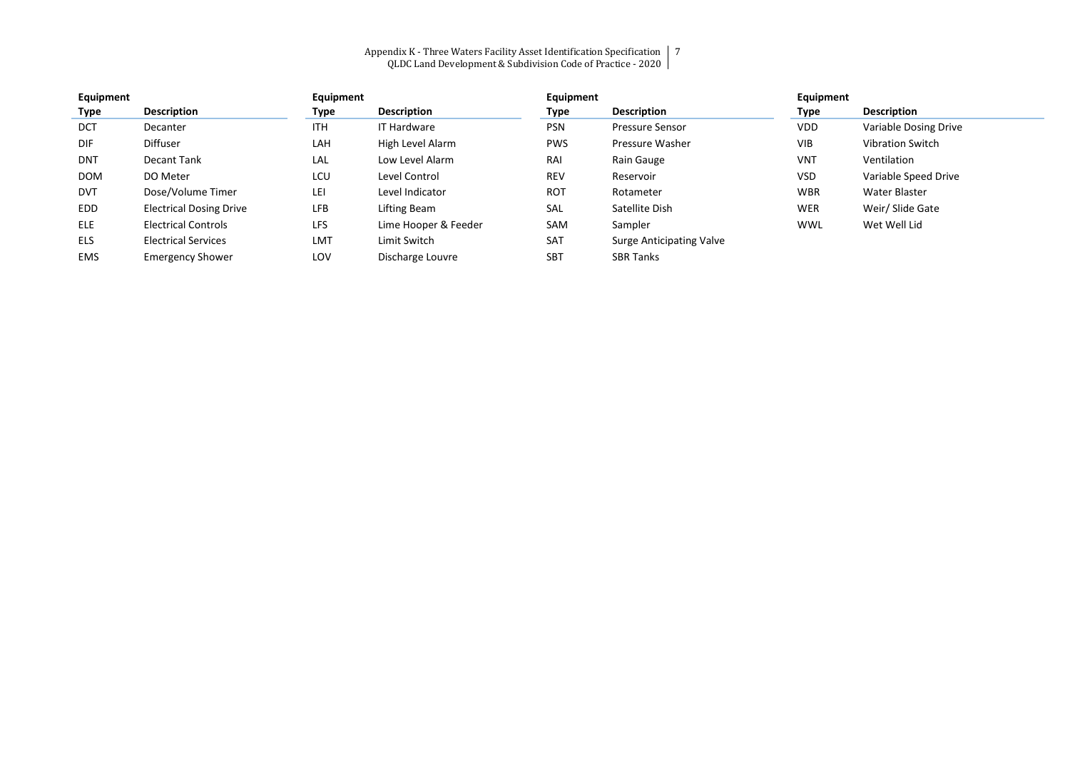| Equipment Type | Description |
|---|---|
| DCT | Decanter |
| DIF | Diffuser |
| DNT | Decant Tank |
| DOM | DO Meter |
| DVT | Dose/Volume Timer |
| EDD | Electrical Dosing Drive |
| ELE | Electrical Controls |
| ELS | Electrical Services |
| EMS | Emergency Shower |

| Equipment Type | Description |
|---|---|
| ITH | IT Hardware |
| LAH | High Level Alarm |
| LAL | Low Level Alarm |
| LCU | Level Control |
| LEI | Level Indicator |
| LFB | Lifting Beam |
| LFS | Lime Hooper & Feeder |
| LMT | Limit Switch |
| LOV | Discharge Louvre |

| Equipment Type | Description |
|---|---|
| PSN | Pressure Sensor |
| PWS | Pressure Washer |
| RAI | Rain Gauge |
| REV | Reservoir |
| ROT | Rotameter |
| SAL | Satellite Dish |
| SAM | Sampler |
| SAT | Surge Anticipating Valve |
| SBT | SBR Tanks |

| Equipment Type | Description |
|---|---|
| VDD | Variable Dosing Drive |
| VIB | Vibration Switch |
| VNT | Ventilation |
| VSD | Variable Speed Drive |
| WBR | Water Blaster |
| WER | Weir/ Slide Gate |
| WWL | Wet Well Lid |